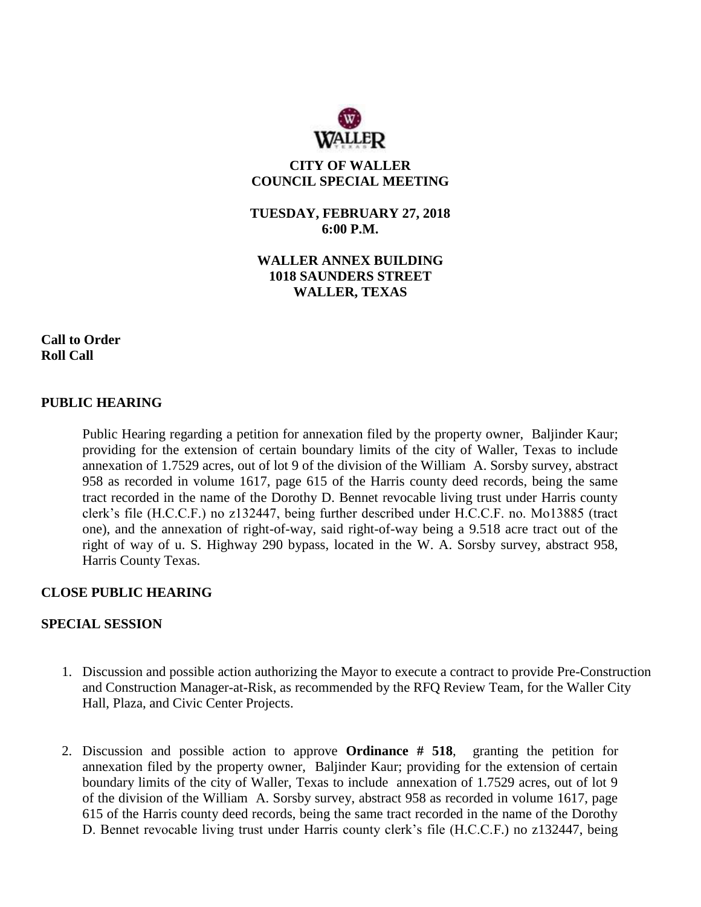# CITY OF WALLER
## COUNCIL SPECIAL MEETING

**TUESDAY, FEBRUARY 27, 2018**
**6:00 P.M.**

**WALLER ANNEX BUILDING**
**1018 SAUNDERS STREET**
**WALLER, TEXAS**

**Call to Order**
**Roll Call**

## PUBLIC HEARING

Public Hearing regarding a petition for annexation filed by the property owner, Baljinder Kaur; providing for the extension of certain boundary limits of the city of Waller, Texas to include annexation of 1.7529 acres, out of lot 9 of the division of the William A. Sorsby survey, abstract 958 as recorded in volume 1617, page 615 of the Harris county deed records, being the same tract recorded in the name of the Dorothy D. Bennet revocable living trust under Harris county clerk's file (H.C.C.F.) no z132447, being further described under H.C.C.F. no. Mo13885 (tract one), and the annexation of right-of-way, said right-of-way being a 9.518 acre tract out of the right of way of u. S. Highway 290 bypass, located in the W. A. Sorsby survey, abstract 958, Harris County Texas.

## CLOSE PUBLIC HEARING

## SPECIAL SESSION

1. Discussion and possible action authorizing the Mayor to execute a contract to provide Pre-Construction and Construction Manager-at-Risk, as recommended by the RFQ Review Team, for the Waller City Hall, Plaza, and Civic Center Projects.

2. Discussion and possible action to approve **Ordinance # 518**, granting the petition for annexation filed by the property owner, Baljinder Kaur; providing for the extension of certain boundary limits of the city of Waller, Texas to include annexation of 1.7529 acres, out of lot 9 of the division of the William A. Sorsby survey, abstract 958 as recorded in volume 1617, page 615 of the Harris county deed records, being the same tract recorded in the name of the Dorothy D. Bennet revocable living trust under Harris county clerk's file (H.C.C.F.) no z132447, being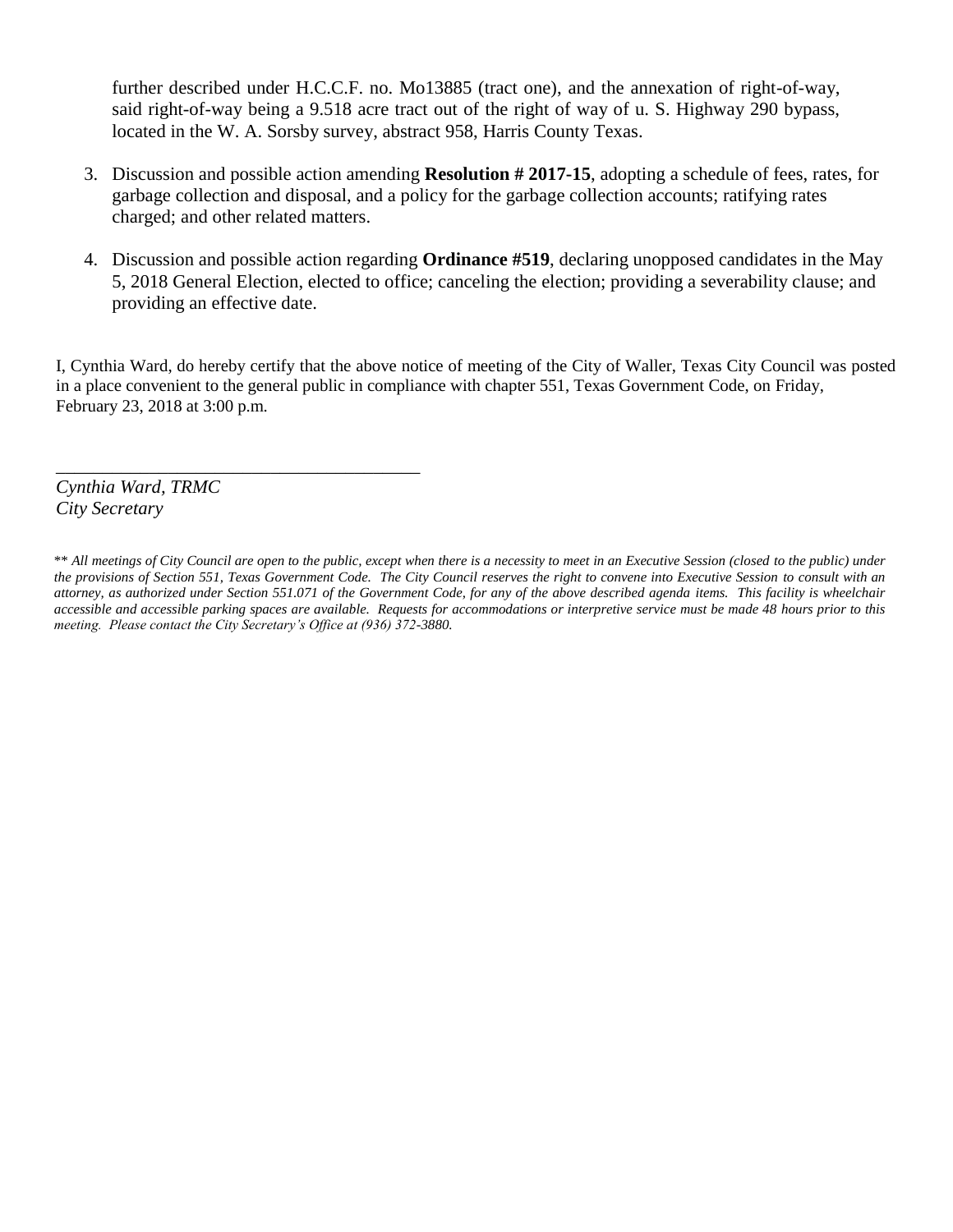further described under H.C.C.F. no. Mo13885 (tract one), and the annexation of right-of-way, said right-of-way being a 9.518 acre tract out of the right of way of u. S. Highway 290 bypass, located in the W. A. Sorsby survey, abstract 958, Harris County Texas.

3. Discussion and possible action amending **Resolution # 2017-15**, adopting a schedule of fees, rates, for garbage collection and disposal, and a policy for the garbage collection accounts; ratifying rates charged; and other related matters.

4. Discussion and possible action regarding **Ordinance #519**, declaring unopposed candidates in the May 5, 2018 General Election, elected to office; canceling the election; providing a severability clause; and providing an effective date.

I, Cynthia Ward, do hereby certify that the above notice of meeting of the City of Waller, Texas City Council was posted in a place convenient to the general public in compliance with chapter 551, Texas Government Code, on Friday, February 23, 2018 at 3:00 p.m.

\_\_\_\_\_\_\_\_\_\_\_\_\_\_\_\_\_\_\_\_\_\_\_\_\_\_\_\_\_\_\_\_\_\_\_\_\_\_\_\_

*Cynthia Ward, TRMC*
*City Secretary*

\*\* *All meetings of City Council are open to the public, except when there is a necessity to meet in an Executive Session (closed to the public) under the provisions of Section 551, Texas Government Code. The City Council reserves the right to convene into Executive Session to consult with an attorney, as authorized under Section 551.071 of the Government Code, for any of the above described agenda items. This facility is wheelchair accessible and accessible parking spaces are available. Requests for accommodations or interpretive service must be made 48 hours prior to this meeting. Please contact the City Secretary's Office at (936) 372-3880.*